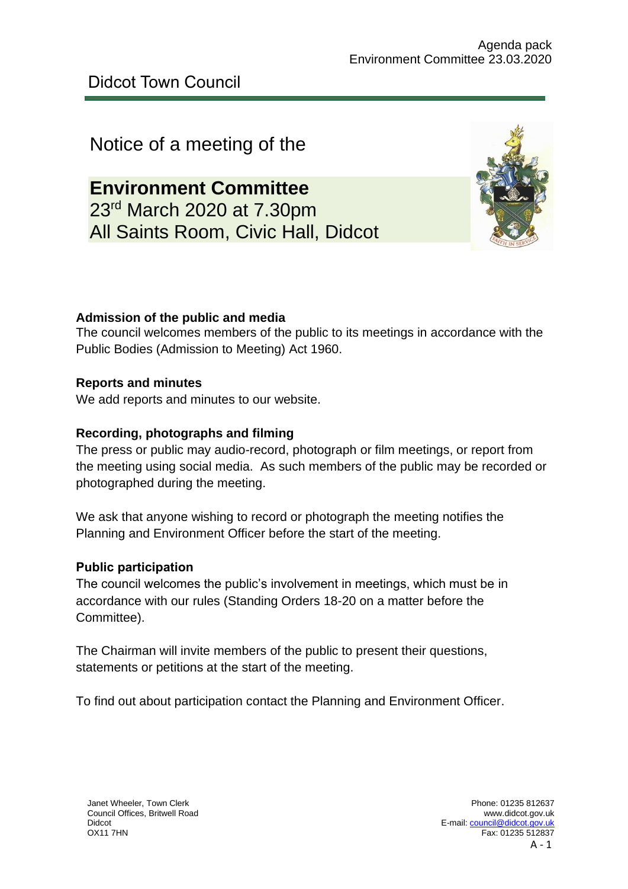Didcot Town Council

Notice of a meeting of the

# Environment Committee

23rd March 2020 at 7.30pm
All Saints Room, Civic Hall, Didcot

**Admission of the public and media**
The council welcomes members of the public to its meetings in accordance with the Public Bodies (Admission to Meeting) Act 1960.

**Reports and minutes**
We add reports and minutes to our website.

**Recording, photographs and filming**
The press or public may audio-record, photograph or film meetings, or report from the meeting using social media. As such members of the public may be recorded or photographed during the meeting.

We ask that anyone wishing to record or photograph the meeting notifies the Planning and Environment Officer before the start of the meeting.

**Public participation**
The council welcomes the public's involvement in meetings, which must be in accordance with our rules (Standing Orders 18-20 on a matter before the Committee).

The Chairman will invite members of the public to present their questions, statements or petitions at the start of the meeting.

To find out about participation contact the Planning and Environment Officer.

Janet Wheeler, Town Clerk
Council Offices, Britwell Road
Didcot
OX11 7HN

Phone: 01235 812637
www.didcot.gov.uk
E-mail: council@didcot.gov.uk
Fax: 01235 512837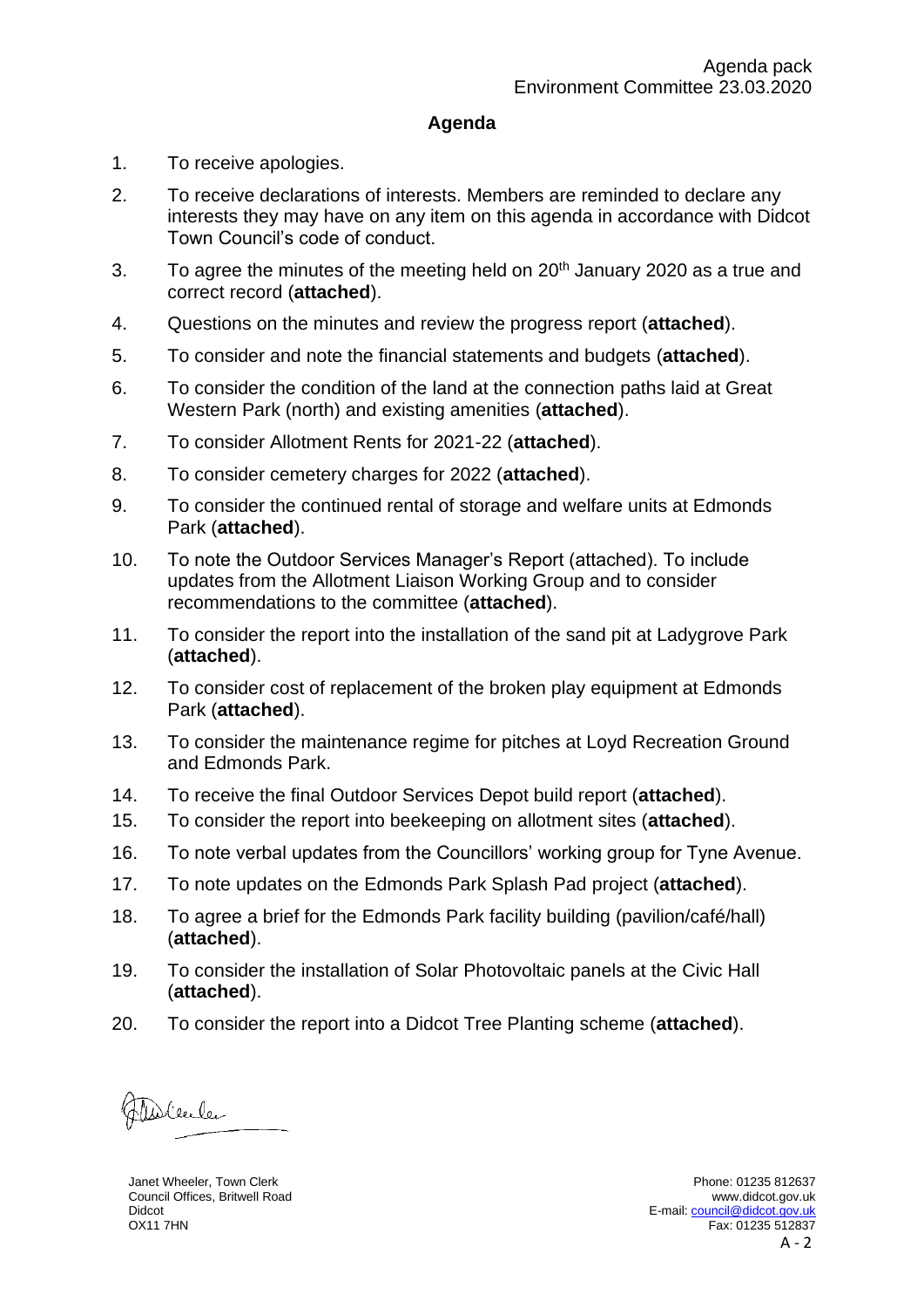# Agenda

1. To receive apologies.
2. To receive declarations of interests. Members are reminded to declare any interests they may have on any item on this agenda in accordance with Didcot Town Council's code of conduct.
3. To agree the minutes of the meeting held on 20th January 2020 as a true and correct record (**attached**).
4. Questions on the minutes and review the progress report (**attached**).
5. To consider and note the financial statements and budgets (**attached**).
6. To consider the condition of the land at the connection paths laid at Great Western Park (north) and existing amenities (**attached**).
7. To consider Allotment Rents for 2021-22 (**attached**).
8. To consider cemetery charges for 2022 (**attached**).
9. To consider the continued rental of storage and welfare units at Edmonds Park (**attached**).
10. To note the Outdoor Services Manager's Report (attached). To include updates from the Allotment Liaison Working Group and to consider recommendations to the committee (**attached**).
11. To consider the report into the installation of the sand pit at Ladygrove Park (**attached**).
12. To consider cost of replacement of the broken play equipment at Edmonds Park (**attached**).
13. To consider the maintenance regime for pitches at Loyd Recreation Ground and Edmonds Park.
14. To receive the final Outdoor Services Depot build report (**attached**).
15. To consider the report into beekeeping on allotment sites (**attached**).
16. To note verbal updates from the Councillors' working group for Tyne Avenue.
17. To note updates on the Edmonds Park Splash Pad project (**attached**).
18. To agree a brief for the Edmonds Park facility building (pavilion/café/hall) (**attached**).
19. To consider the installation of Solar Photovoltaic panels at the Civic Hall (**attached**).
20. To consider the report into a Didcot Tree Planting scheme (**attached**).

Janet Wheeler, Town Clerk
Council Offices, Britwell Road
Didcot
OX11 7HN

Phone: 01235 812637
www.didcot.gov.uk
E-mail: council@didcot.gov.uk
Fax: 01235 512837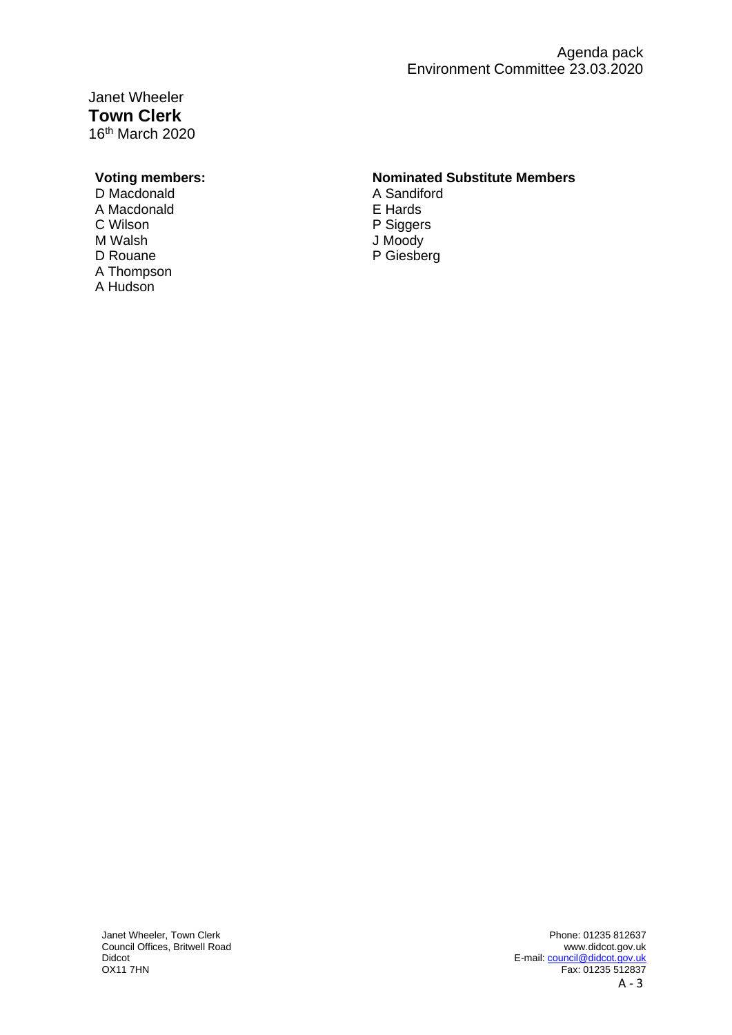Janet Wheeler
**Town Clerk**
16th March 2020

**Voting members:**

D Macdonald
A Macdonald
C Wilson
M Walsh
D Rouane
A Thompson
A Hudson

**Nominated Substitute Members**

A Sandiford
E Hards
P Siggers
J Moody
P Giesberg

Janet Wheeler, Town Clerk
Council Offices, Britwell Road
Didcot
OX11 7HN

Phone: 01235 812637
www.didcot.gov.uk
E-mail: council@didcot.gov.uk
Fax: 01235 512837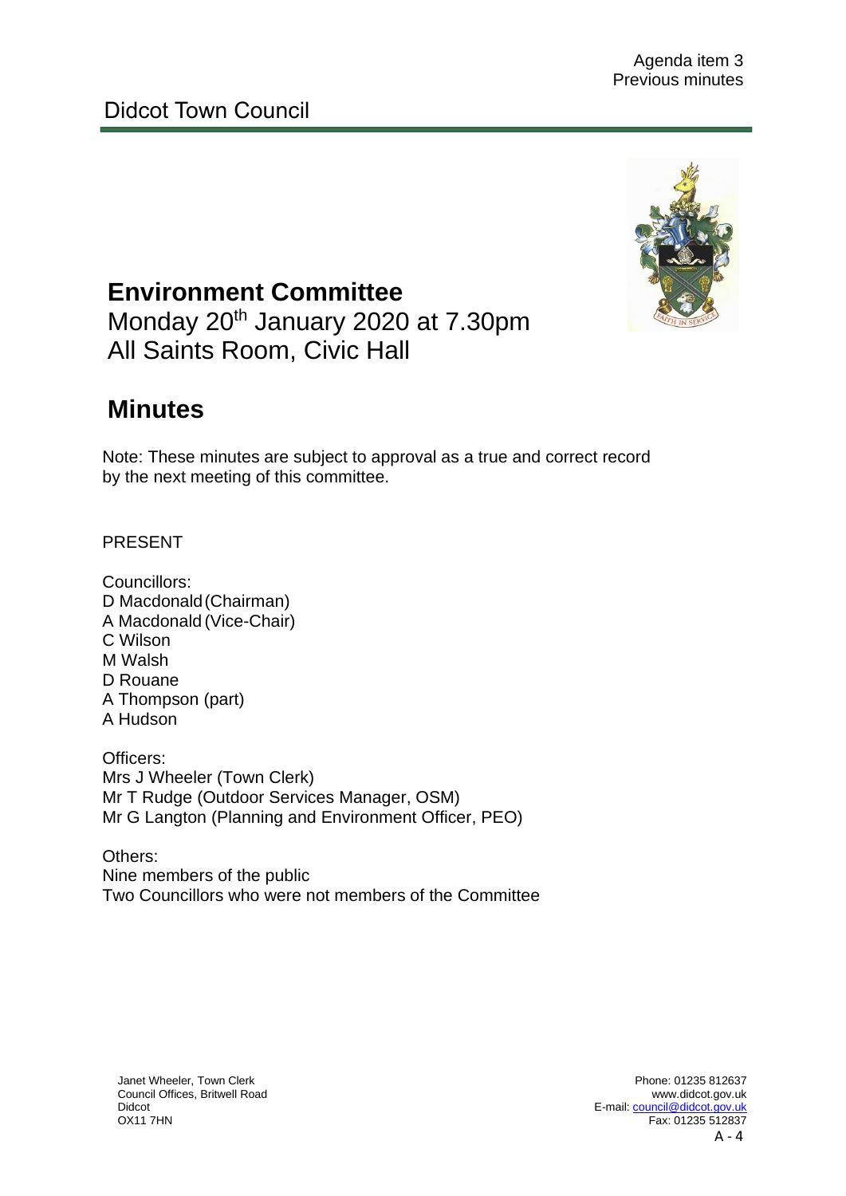Agenda item 3
Previous minutes

# Didcot Town Council

## Environment Committee

Monday 20th January 2020 at 7.30pm
All Saints Room, Civic Hall

## Minutes

Note: These minutes are subject to approval as a true and correct record by the next meeting of this committee.

PRESENT

Councillors:
D Macdonald (Chairman)
A Macdonald (Vice-Chair)
C Wilson
M Walsh
D Rouane
A Thompson (part)
A Hudson

Officers:
Mrs J Wheeler (Town Clerk)
Mr T Rudge (Outdoor Services Manager, OSM)
Mr G Langton (Planning and Environment Officer, PEO)

Others:
Nine members of the public
Two Councillors who were not members of the Committee

Janet Wheeler, Town Clerk
Council Offices, Britwell Road
Didcot
OX11 7HN

Phone: 01235 812637
www.didcot.gov.uk
E-mail: council@didcot.gov.uk
Fax: 01235 512837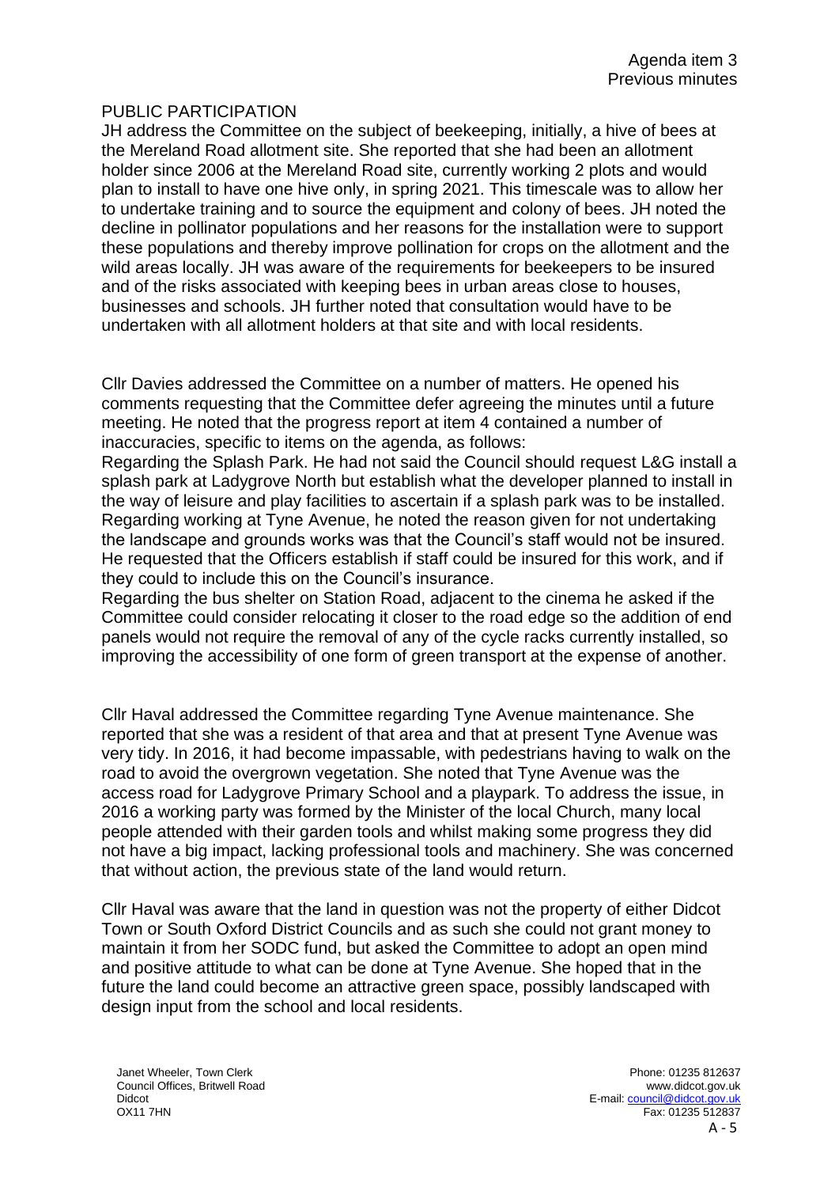Agenda item 3
Previous minutes

## PUBLIC PARTICIPATION

JH address the Committee on the subject of beekeeping, initially, a hive of bees at the Mereland Road allotment site. She reported that she had been an allotment holder since 2006 at the Mereland Road site, currently working 2 plots and would plan to install to have one hive only, in spring 2021. This timescale was to allow her to undertake training and to source the equipment and colony of bees. JH noted the decline in pollinator populations and her reasons for the installation were to support these populations and thereby improve pollination for crops on the allotment and the wild areas locally. JH was aware of the requirements for beekeepers to be insured and of the risks associated with keeping bees in urban areas close to houses, businesses and schools. JH further noted that consultation would have to be undertaken with all allotment holders at that site and with local residents.

Cllr Davies addressed the Committee on a number of matters. He opened his comments requesting that the Committee defer agreeing the minutes until a future meeting. He noted that the progress report at item 4 contained a number of inaccuracies, specific to items on the agenda, as follows:
Regarding the Splash Park. He had not said the Council should request L&G install a splash park at Ladygrove North but establish what the developer planned to install in the way of leisure and play facilities to ascertain if a splash park was to be installed.
Regarding working at Tyne Avenue, he noted the reason given for not undertaking the landscape and grounds works was that the Council's staff would not be insured. He requested that the Officers establish if staff could be insured for this work, and if they could to include this on the Council's insurance.
Regarding the bus shelter on Station Road, adjacent to the cinema he asked if the Committee could consider relocating it closer to the road edge so the addition of end panels would not require the removal of any of the cycle racks currently installed, so improving the accessibility of one form of green transport at the expense of another.

Cllr Haval addressed the Committee regarding Tyne Avenue maintenance. She reported that she was a resident of that area and that at present Tyne Avenue was very tidy. In 2016, it had become impassable, with pedestrians having to walk on the road to avoid the overgrown vegetation. She noted that Tyne Avenue was the access road for Ladygrove Primary School and a playpark. To address the issue, in 2016 a working party was formed by the Minister of the local Church, many local people attended with their garden tools and whilst making some progress they did not have a big impact, lacking professional tools and machinery. She was concerned that without action, the previous state of the land would return.

Cllr Haval was aware that the land in question was not the property of either Didcot Town or South Oxford District Councils and as such she could not grant money to maintain it from her SODC fund, but asked the Committee to adopt an open mind and positive attitude to what can be done at Tyne Avenue. She hoped that in the future the land could become an attractive green space, possibly landscaped with design input from the school and local residents.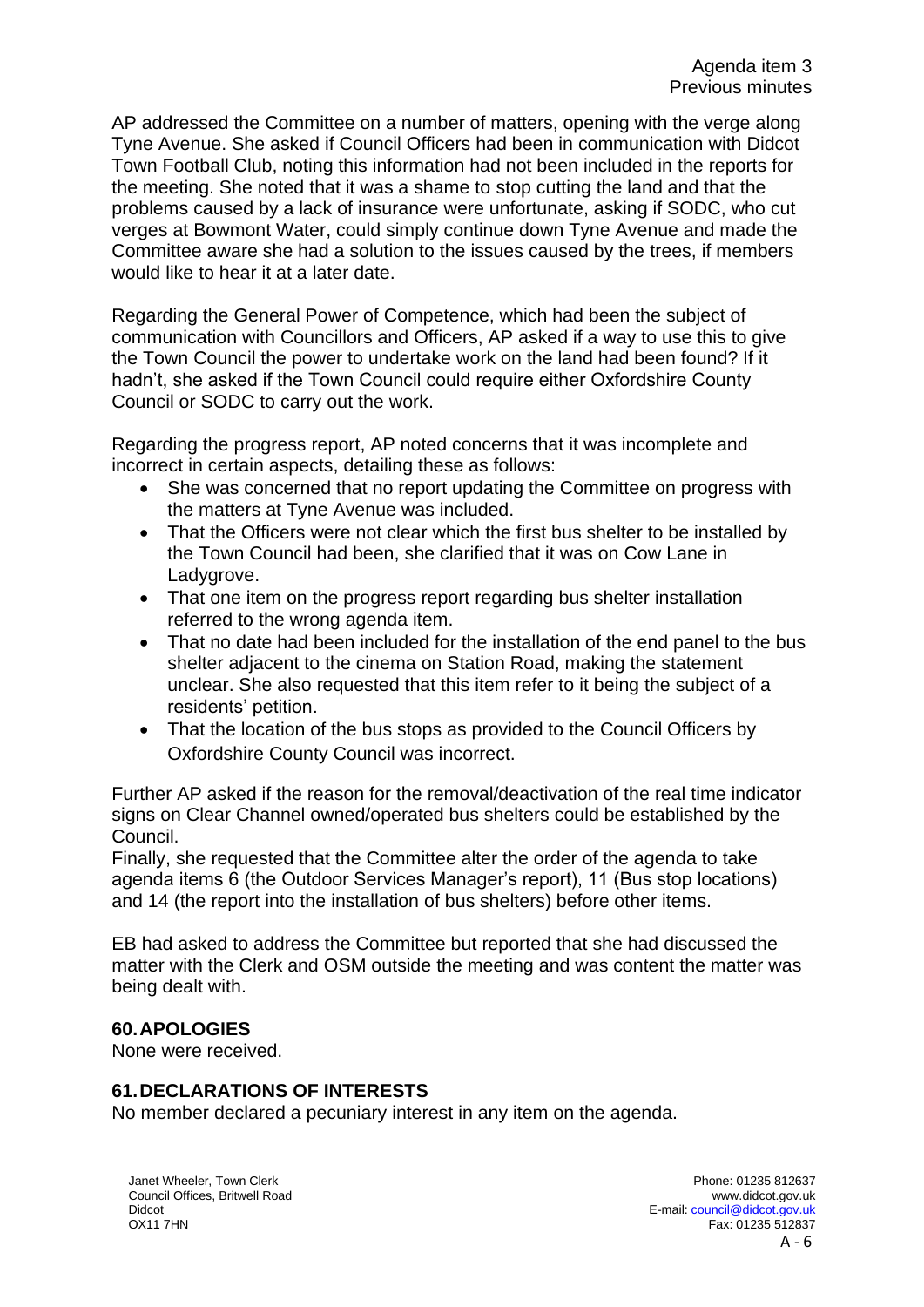AP addressed the Committee on a number of matters, opening with the verge along Tyne Avenue. She asked if Council Officers had been in communication with Didcot Town Football Club, noting this information had not been included in the reports for the meeting. She noted that it was a shame to stop cutting the land and that the problems caused by a lack of insurance were unfortunate, asking if SODC, who cut verges at Bowmont Water, could simply continue down Tyne Avenue and made the Committee aware she had a solution to the issues caused by the trees, if members would like to hear it at a later date.

Regarding the General Power of Competence, which had been the subject of communication with Councillors and Officers, AP asked if a way to use this to give the Town Council the power to undertake work on the land had been found? If it hadn't, she asked if the Town Council could require either Oxfordshire County Council or SODC to carry out the work.

Regarding the progress report, AP noted concerns that it was incomplete and incorrect in certain aspects, detailing these as follows:

- She was concerned that no report updating the Committee on progress with the matters at Tyne Avenue was included.
- That the Officers were not clear which the first bus shelter to be installed by the Town Council had been, she clarified that it was on Cow Lane in Ladygrove.
- That one item on the progress report regarding bus shelter installation referred to the wrong agenda item.
- That no date had been included for the installation of the end panel to the bus shelter adjacent to the cinema on Station Road, making the statement unclear. She also requested that this item refer to it being the subject of a residents' petition.
- That the location of the bus stops as provided to the Council Officers by Oxfordshire County Council was incorrect.

Further AP asked if the reason for the removal/deactivation of the real time indicator signs on Clear Channel owned/operated bus shelters could be established by the Council.

Finally, she requested that the Committee alter the order of the agenda to take agenda items 6 (the Outdoor Services Manager's report), 11 (Bus stop locations) and 14 (the report into the installation of bus shelters) before other items.

EB had asked to address the Committee but reported that she had discussed the matter with the Clerk and OSM outside the meeting and was content the matter was being dealt with.

## 60. APOLOGIES

None were received.

## 61. DECLARATIONS OF INTERESTS

No member declared a pecuniary interest in any item on the agenda.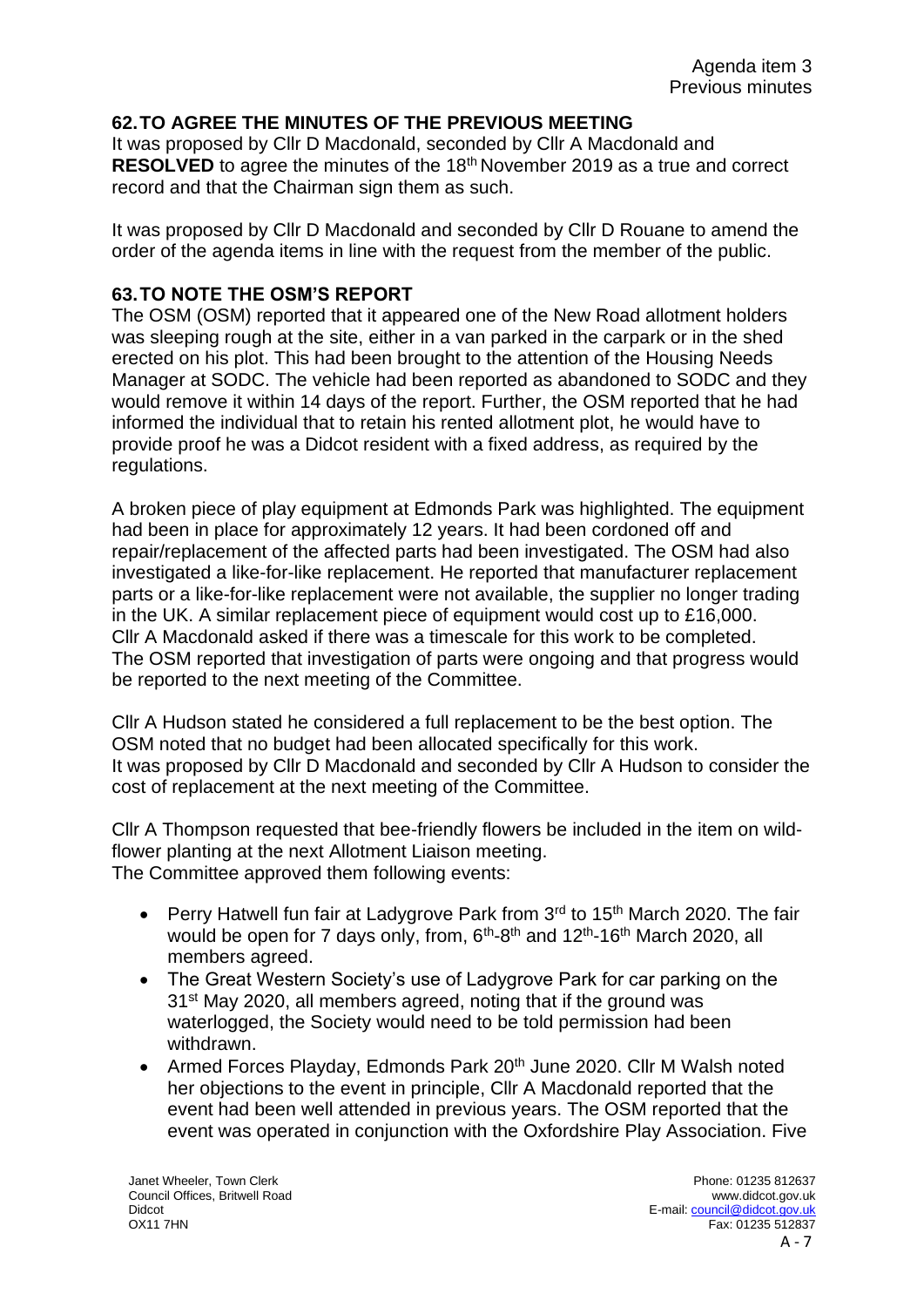Agenda item 3
Previous minutes

## 62. TO AGREE THE MINUTES OF THE PREVIOUS MEETING

It was proposed by Cllr D Macdonald, seconded by Cllr A Macdonald and **RESOLVED** to agree the minutes of the 18th November 2019 as a true and correct record and that the Chairman sign them as such.

It was proposed by Cllr D Macdonald and seconded by Cllr D Rouane to amend the order of the agenda items in line with the request from the member of the public.

## 63. TO NOTE THE OSM'S REPORT

The OSM (OSM) reported that it appeared one of the New Road allotment holders was sleeping rough at the site, either in a van parked in the carpark or in the shed erected on his plot. This had been brought to the attention of the Housing Needs Manager at SODC. The vehicle had been reported as abandoned to SODC and they would remove it within 14 days of the report. Further, the OSM reported that he had informed the individual that to retain his rented allotment plot, he would have to provide proof he was a Didcot resident with a fixed address, as required by the regulations.

A broken piece of play equipment at Edmonds Park was highlighted. The equipment had been in place for approximately 12 years. It had been cordoned off and repair/replacement of the affected parts had been investigated. The OSM had also investigated a like-for-like replacement. He reported that manufacturer replacement parts or a like-for-like replacement were not available, the supplier no longer trading in the UK. A similar replacement piece of equipment would cost up to £16,000. Cllr A Macdonald asked if there was a timescale for this work to be completed. The OSM reported that investigation of parts were ongoing and that progress would be reported to the next meeting of the Committee.

Cllr A Hudson stated he considered a full replacement to be the best option. The OSM noted that no budget had been allocated specifically for this work. It was proposed by Cllr D Macdonald and seconded by Cllr A Hudson to consider the cost of replacement at the next meeting of the Committee.

Cllr A Thompson requested that bee-friendly flowers be included in the item on wild-flower planting at the next Allotment Liaison meeting.
The Committee approved them following events:

- Perry Hatwell fun fair at Ladygrove Park from 3rd to 15th March 2020. The fair would be open for 7 days only, from, 6th-8th and 12th-16th March 2020, all members agreed.
- The Great Western Society's use of Ladygrove Park for car parking on the 31st May 2020, all members agreed, noting that if the ground was waterlogged, the Society would need to be told permission had been withdrawn.
- Armed Forces Playday, Edmonds Park 20th June 2020. Cllr M Walsh noted her objections to the event in principle, Cllr A Macdonald reported that the event had been well attended in previous years. The OSM reported that the event was operated in conjunction with the Oxfordshire Play Association. Five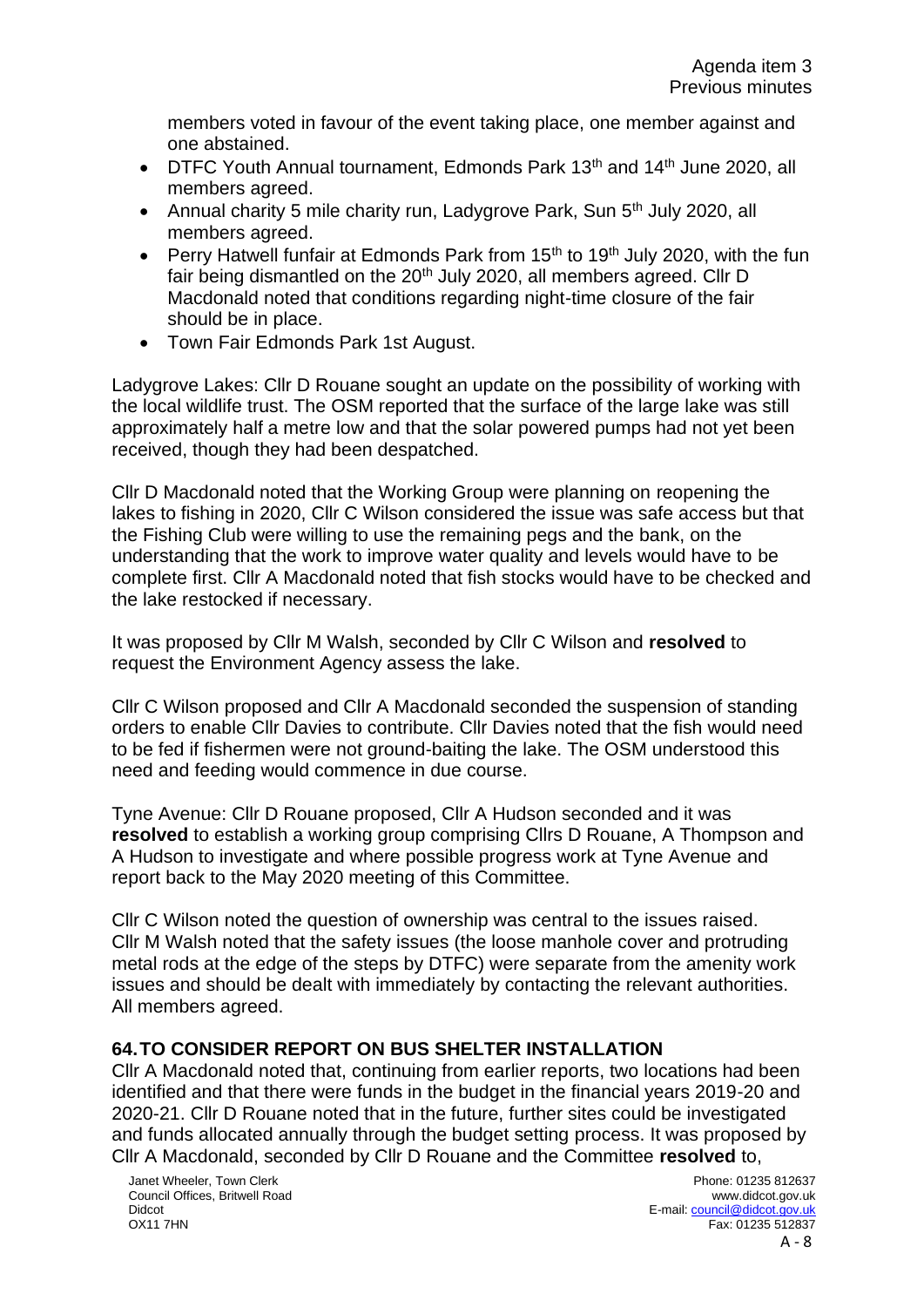members voted in favour of the event taking place, one member against and one abstained.

- DTFC Youth Annual tournament, Edmonds Park 13th and 14th June 2020, all members agreed.
- Annual charity 5 mile charity run, Ladygrove Park, Sun 5th July 2020, all members agreed.
- Perry Hatwell funfair at Edmonds Park from 15th to 19th July 2020, with the fun fair being dismantled on the 20th July 2020, all members agreed. Cllr D Macdonald noted that conditions regarding night-time closure of the fair should be in place.
- Town Fair Edmonds Park 1st August.

Ladygrove Lakes: Cllr D Rouane sought an update on the possibility of working with the local wildlife trust. The OSM reported that the surface of the large lake was still approximately half a metre low and that the solar powered pumps had not yet been received, though they had been despatched.

Cllr D Macdonald noted that the Working Group were planning on reopening the lakes to fishing in 2020, Cllr C Wilson considered the issue was safe access but that the Fishing Club were willing to use the remaining pegs and the bank, on the understanding that the work to improve water quality and levels would have to be complete first. Cllr A Macdonald noted that fish stocks would have to be checked and the lake restocked if necessary.

It was proposed by Cllr M Walsh, seconded by Cllr C Wilson and **resolved** to request the Environment Agency assess the lake.

Cllr C Wilson proposed and Cllr A Macdonald seconded the suspension of standing orders to enable Cllr Davies to contribute. Cllr Davies noted that the fish would need to be fed if fishermen were not ground-baiting the lake. The OSM understood this need and feeding would commence in due course.

Tyne Avenue: Cllr D Rouane proposed, Cllr A Hudson seconded and it was **resolved** to establish a working group comprising Cllrs D Rouane, A Thompson and A Hudson to investigate and where possible progress work at Tyne Avenue and report back to the May 2020 meeting of this Committee.

Cllr C Wilson noted the question of ownership was central to the issues raised. Cllr M Walsh noted that the safety issues (the loose manhole cover and protruding metal rods at the edge of the steps by DTFC) were separate from the amenity work issues and should be dealt with immediately by contacting the relevant authorities. All members agreed.

## 64. TO CONSIDER REPORT ON BUS SHELTER INSTALLATION

Cllr A Macdonald noted that, continuing from earlier reports, two locations had been identified and that there were funds in the budget in the financial years 2019-20 and 2020-21. Cllr D Rouane noted that in the future, further sites could be investigated and funds allocated annually through the budget setting process. It was proposed by Cllr A Macdonald, seconded by Cllr D Rouane and the Committee **resolved** to,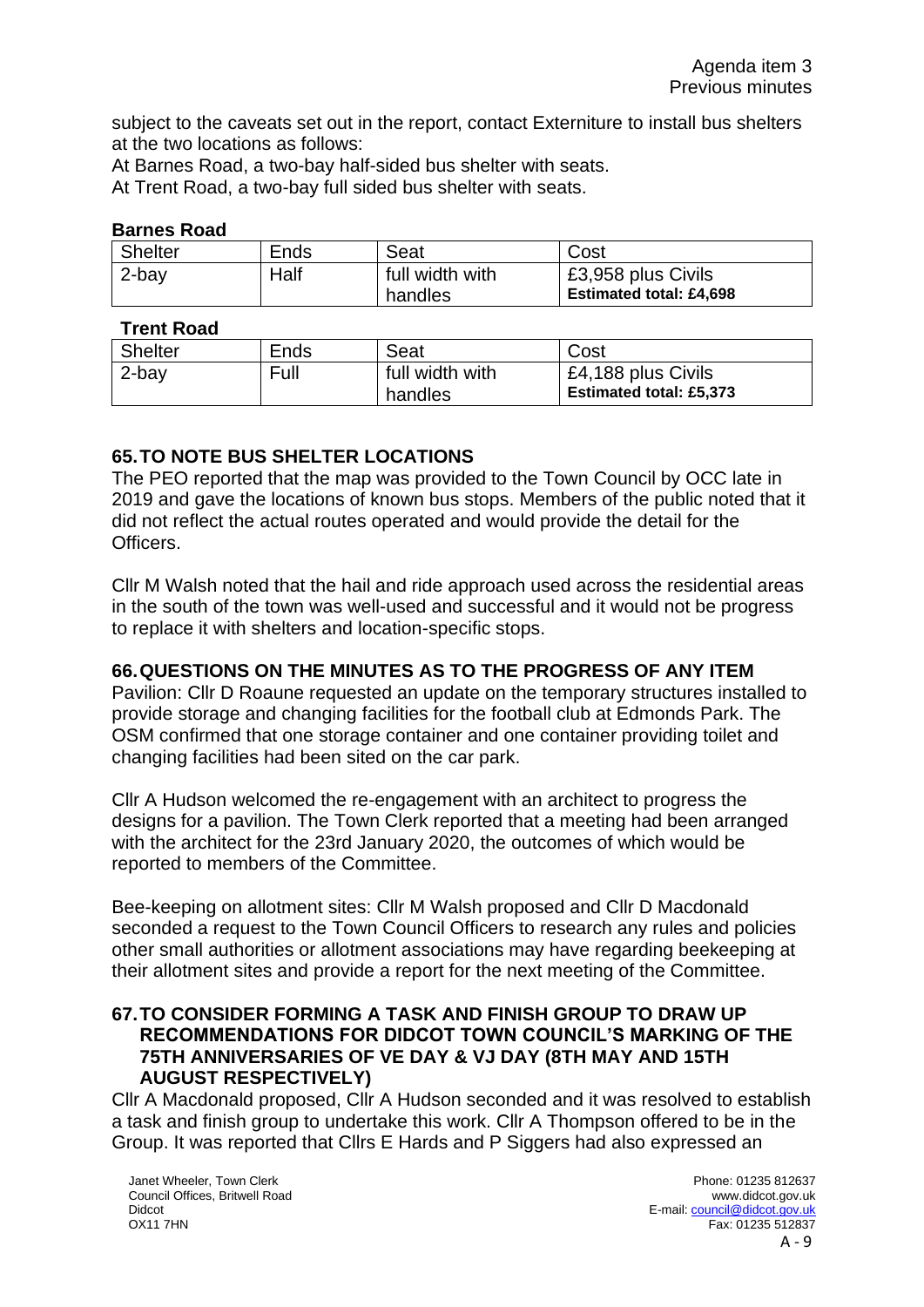subject to the caveats set out in the report, contact Externiture to install bus shelters at the two locations as follows:
At Barnes Road, a two-bay half-sided bus shelter with seats.
At Trent Road, a two-bay full sided bus shelter with seats.

**Barnes Road**

| Shelter | Ends | Seat | Cost |
|---|---|---|---|
| 2-bay | Half | full width with handles | £3,958 plus Civils **Estimated total: £4,698** |

**Trent Road**

| Shelter | Ends | Seat | Cost |
|---|---|---|---|
| 2-bay | Full | full width with handles | £4,188 plus Civils **Estimated total: £5,373** |

## 65. TO NOTE BUS SHELTER LOCATIONS

The PEO reported that the map was provided to the Town Council by OCC late in 2019 and gave the locations of known bus stops. Members of the public noted that it did not reflect the actual routes operated and would provide the detail for the Officers.

Cllr M Walsh noted that the hail and ride approach used across the residential areas in the south of the town was well-used and successful and it would not be progress to replace it with shelters and location-specific stops.

## 66. QUESTIONS ON THE MINUTES AS TO THE PROGRESS OF ANY ITEM

Pavilion: Cllr D Roaune requested an update on the temporary structures installed to provide storage and changing facilities for the football club at Edmonds Park. The OSM confirmed that one storage container and one container providing toilet and changing facilities had been sited on the car park.

Cllr A Hudson welcomed the re-engagement with an architect to progress the designs for a pavilion. The Town Clerk reported that a meeting had been arranged with the architect for the 23rd January 2020, the outcomes of which would be reported to members of the Committee.

Bee-keeping on allotment sites: Cllr M Walsh proposed and Cllr D Macdonald seconded a request to the Town Council Officers to research any rules and policies other small authorities or allotment associations may have regarding beekeeping at their allotment sites and provide a report for the next meeting of the Committee.

## 67. TO CONSIDER FORMING A TASK AND FINISH GROUP TO DRAW UP RECOMMENDATIONS FOR DIDCOT TOWN COUNCIL'S MARKING OF THE 75TH ANNIVERSARIES OF VE DAY & VJ DAY (8TH MAY AND 15TH AUGUST RESPECTIVELY)

Cllr A Macdonald proposed, Cllr A Hudson seconded and it was resolved to establish a task and finish group to undertake this work. Cllr A Thompson offered to be in the Group. It was reported that Cllrs E Hards and P Siggers had also expressed an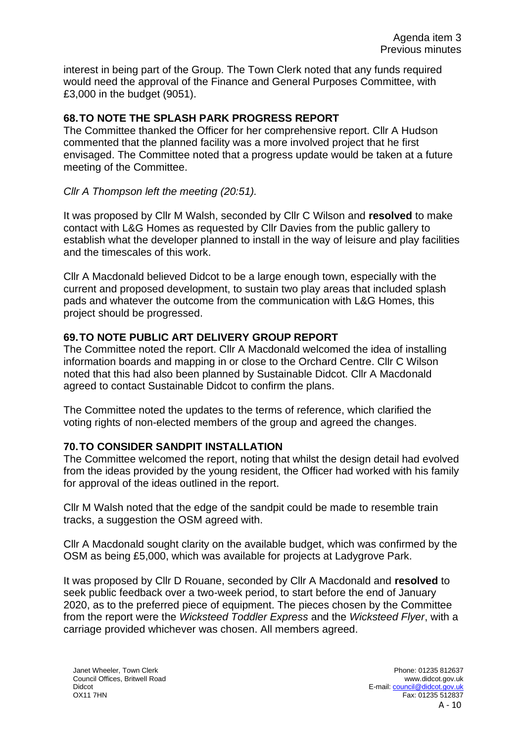interest in being part of the Group. The Town Clerk noted that any funds required would need the approval of the Finance and General Purposes Committee, with £3,000 in the budget (9051).

## 68. TO NOTE THE SPLASH PARK PROGRESS REPORT

The Committee thanked the Officer for her comprehensive report. Cllr A Hudson commented that the planned facility was a more involved project that he first envisaged. The Committee noted that a progress update would be taken at a future meeting of the Committee.

*Cllr A Thompson left the meeting (20:51).*

It was proposed by Cllr M Walsh, seconded by Cllr C Wilson and **resolved** to make contact with L&G Homes as requested by Cllr Davies from the public gallery to establish what the developer planned to install in the way of leisure and play facilities and the timescales of this work.

Cllr A Macdonald believed Didcot to be a large enough town, especially with the current and proposed development, to sustain two play areas that included splash pads and whatever the outcome from the communication with L&G Homes, this project should be progressed.

## 69. TO NOTE PUBLIC ART DELIVERY GROUP REPORT

The Committee noted the report. Cllr A Macdonald welcomed the idea of installing information boards and mapping in or close to the Orchard Centre. Cllr C Wilson noted that this had also been planned by Sustainable Didcot. Cllr A Macdonald agreed to contact Sustainable Didcot to confirm the plans.

The Committee noted the updates to the terms of reference, which clarified the voting rights of non-elected members of the group and agreed the changes.

## 70. TO CONSIDER SANDPIT INSTALLATION

The Committee welcomed the report, noting that whilst the design detail had evolved from the ideas provided by the young resident, the Officer had worked with his family for approval of the ideas outlined in the report.

Cllr M Walsh noted that the edge of the sandpit could be made to resemble train tracks, a suggestion the OSM agreed with.

Cllr A Macdonald sought clarity on the available budget, which was confirmed by the OSM as being £5,000, which was available for projects at Ladygrove Park.

It was proposed by Cllr D Rouane, seconded by Cllr A Macdonald and **resolved** to seek public feedback over a two-week period, to start before the end of January 2020, as to the preferred piece of equipment. The pieces chosen by the Committee from the report were the *Wicksteed Toddler Express* and the *Wicksteed Flyer*, with a carriage provided whichever was chosen. All members agreed.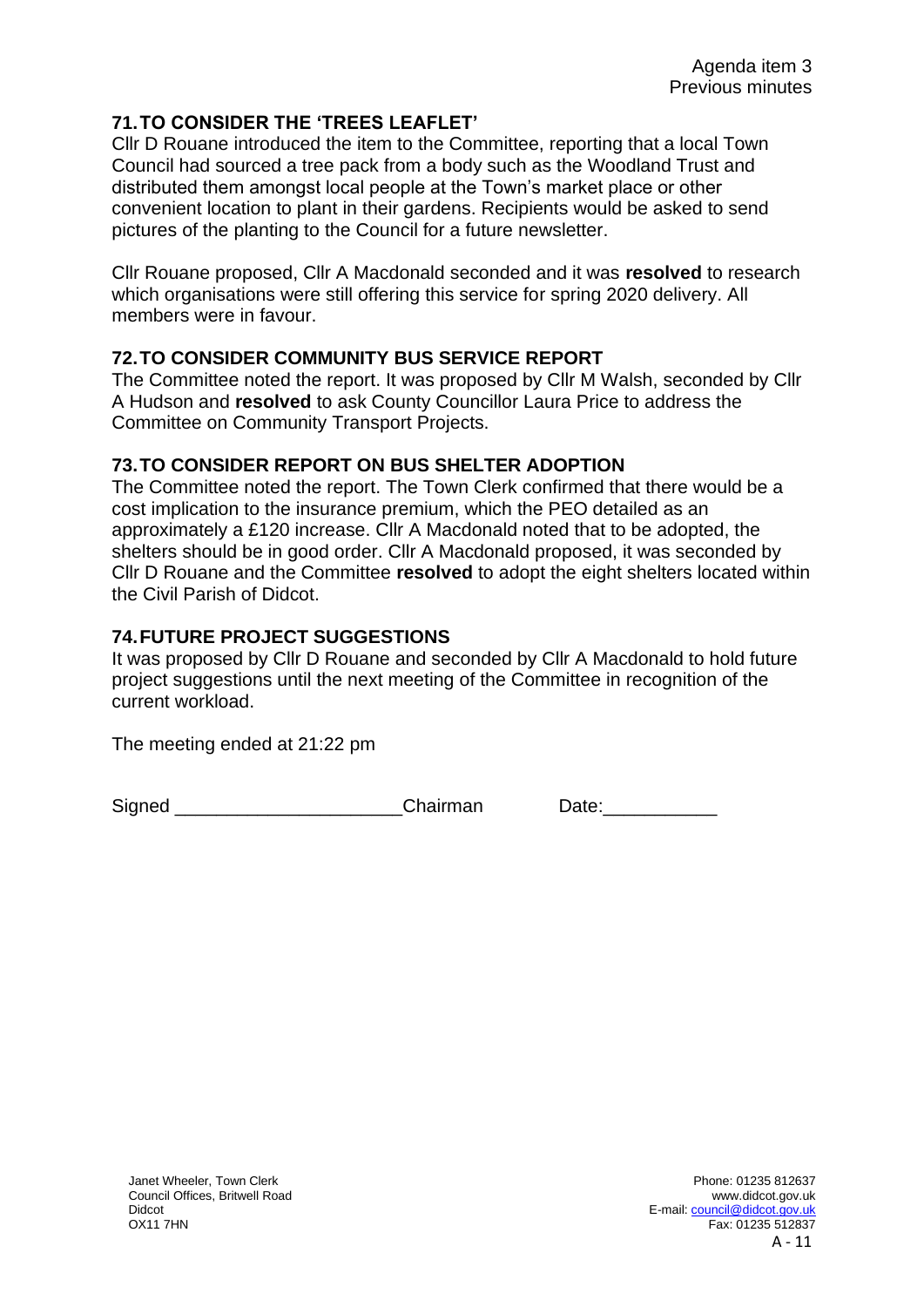Agenda item 3
Previous minutes

## 71. TO CONSIDER THE 'TREES LEAFLET'

Cllr D Rouane introduced the item to the Committee, reporting that a local Town Council had sourced a tree pack from a body such as the Woodland Trust and distributed them amongst local people at the Town's market place or other convenient location to plant in their gardens. Recipients would be asked to send pictures of the planting to the Council for a future newsletter.

Cllr Rouane proposed, Cllr A Macdonald seconded and it was **resolved** to research which organisations were still offering this service for spring 2020 delivery. All members were in favour.

## 72. TO CONSIDER COMMUNITY BUS SERVICE REPORT

The Committee noted the report. It was proposed by Cllr M Walsh, seconded by Cllr A Hudson and **resolved** to ask County Councillor Laura Price to address the Committee on Community Transport Projects.

## 73. TO CONSIDER REPORT ON BUS SHELTER ADOPTION

The Committee noted the report. The Town Clerk confirmed that there would be a cost implication to the insurance premium, which the PEO detailed as an approximately a £120 increase. Cllr A Macdonald noted that to be adopted, the shelters should be in good order. Cllr A Macdonald proposed, it was seconded by Cllr D Rouane and the Committee **resolved** to adopt the eight shelters located within the Civil Parish of Didcot.

## 74. FUTURE PROJECT SUGGESTIONS

It was proposed by Cllr D Rouane and seconded by Cllr A Macdonald to hold future project suggestions until the next meeting of the Committee in recognition of the current workload.

The meeting ended at 21:22 pm

Signed ______________________Chairman Date:___________

Janet Wheeler, Town Clerk
Council Offices, Britwell Road
Didcot
OX11 7HN

Phone: 01235 812637
www.didcot.gov.uk
E-mail: council@didcot.gov.uk
Fax: 01235 512837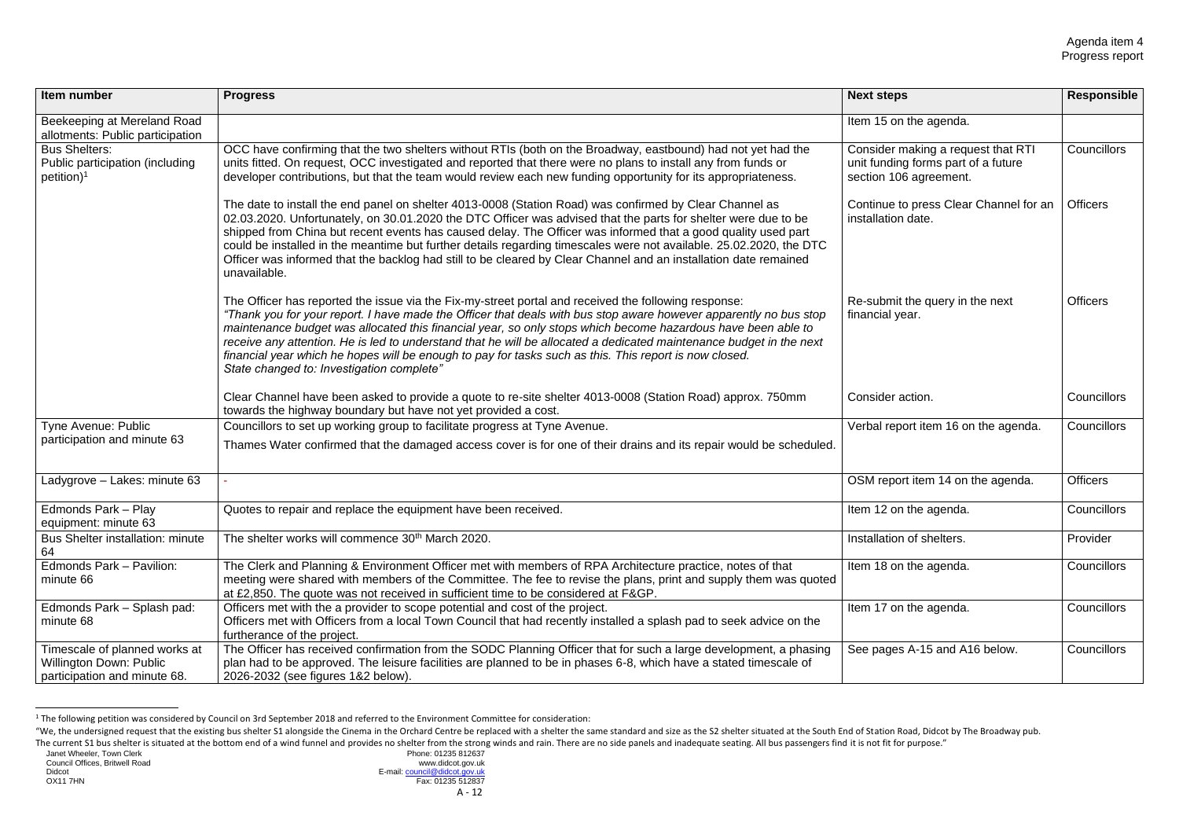| Item number | Progress | Next steps | Responsible |
|---|---|---|---|
| Beekeeping at Mereland Road allotments: Public participation | | Item 15 on the agenda. | |
| Bus Shelters: Public participation (including petition)[1] | OCC have confirming that the two shelters without RTIs (both on the Broadway, eastbound) had not yet had the units fitted. On request, OCC investigated and reported that there were no plans to install any from funds or developer contributions, but that the team would review each new funding opportunity for its appropriateness. | Consider making a request that RTI unit funding forms part of a future section 106 agreement. | Councillors |
| | The date to install the end panel on shelter 4013-0008 (Station Road) was confirmed by Clear Channel as 02.03.2020. Unfortunately, on 30.01.2020 the DTC Officer was advised that the parts for shelter were due to be shipped from China but recent events has caused delay. The Officer was informed that a good quality used part could be installed in the meantime but further details regarding timescales were not available. 25.02.2020, the DTC Officer was informed that the backlog had still to be cleared by Clear Channel and an installation date remained unavailable. | Continue to press Clear Channel for an installation date. | Officers |
| | The Officer has reported the issue via the Fix-my-street portal and received the following response: *"Thank you for your report. I have made the Officer that deals with bus stop aware however apparently no bus stop maintenance budget was allocated this financial year, so only stops which become hazardous have been able to receive any attention. He is led to understand that he will be allocated a dedicated maintenance budget in the next financial year which he hopes will be enough to pay for tasks such as this. This report is now closed. State changed to: Investigation complete"* | Re-submit the query in the next financial year. | Officers |
| | Clear Channel have been asked to provide a quote to re-site shelter 4013-0008 (Station Road) approx. 750mm towards the highway boundary but have not yet provided a cost. | Consider action. | Councillors |
| Tyne Avenue: Public participation and minute 63 | Councillors to set up working group to facilitate progress at Tyne Avenue. Thames Water confirmed that the damaged access cover is for one of their drains and its repair would be scheduled. | Verbal report item 16 on the agenda. | Councillors |
| Ladygrove – Lakes: minute 63 | - | OSM report item 14 on the agenda. | Officers |
| Edmonds Park – Play equipment: minute 63 | Quotes to repair and replace the equipment have been received. | Item 12 on the agenda. | Councillors |
| Bus Shelter installation: minute 64 | The shelter works will commence 30th March 2020. | Installation of shelters. | Provider |
| Edmonds Park – Pavilion: minute 66 | The Clerk and Planning & Environment Officer met with members of RPA Architecture practice, notes of that meeting were shared with members of the Committee. The fee to revise the plans, print and supply them was quoted at £2,850. The quote was not received in sufficient time to be considered at F&GP. | Item 18 on the agenda. | Councillors |
| Edmonds Park – Splash pad: minute 68 | Officers met with the a provider to scope potential and cost of the project. Officers met with Officers from a local Town Council that had recently installed a splash pad to seek advice on the furtherance of the project. | Item 17 on the agenda. | Councillors |
| Timescale of planned works at Willington Down: Public participation and minute 68. | The Officer has received confirmation from the SODC Planning Officer that for such a large development, a phasing plan had to be approved. The leisure facilities are planned to be in phases 6-8, which have a stated timescale of 2026-2032 (see figures 1&2 below). | See pages A-15 and A16 below. | Councillors |

[1] The following petition was considered by Council on 3rd September 2018 and referred to the Environment Committee for consideration:

"We, the undersigned request that the existing bus shelter S1 alongside the Cinema in the Orchard Centre be replaced with a shelter the same standard and size as the S2 shelter situated at the South End of Station Road, Didcot by The Broadway pub. The current S1 bus shelter is situated at the bottom end of a wind funnel and provides no shelter from the strong winds and rain. There are no side panels and inadequate seating. All bus passengers find it is not fit for purpose."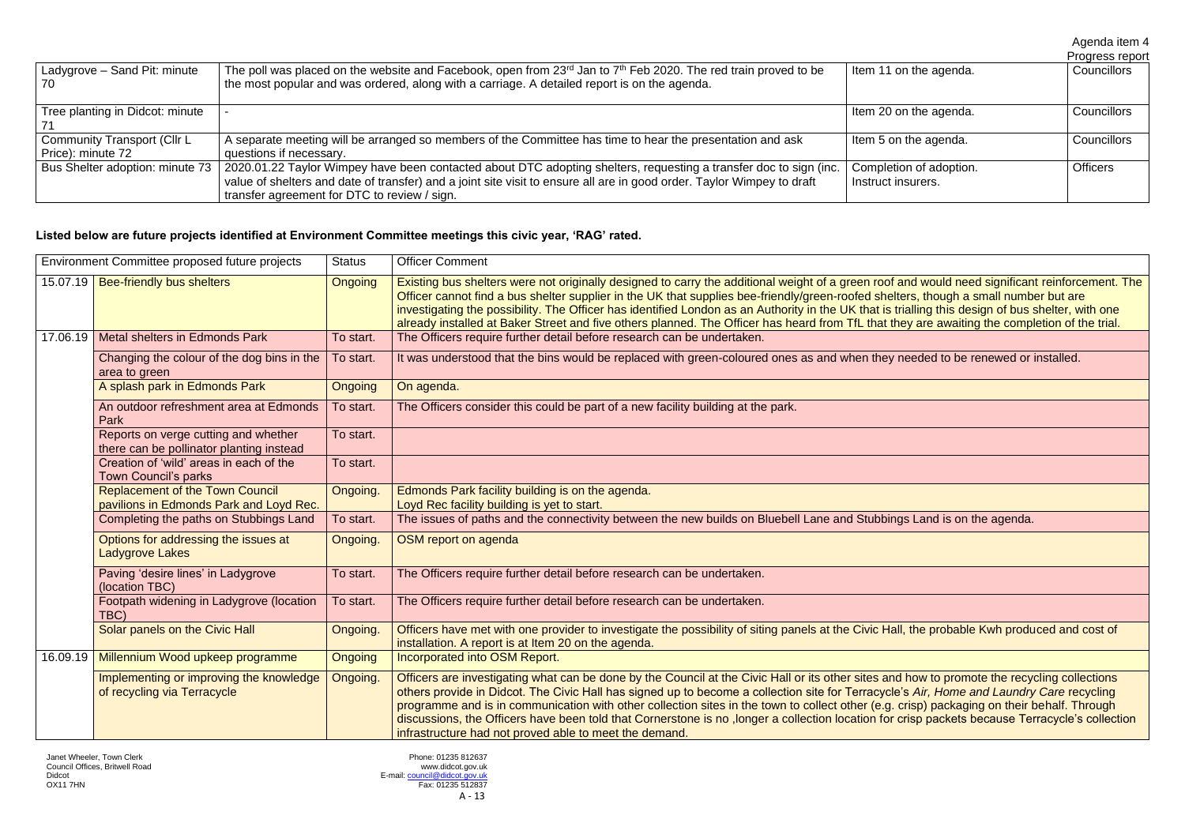| Ladygrove – Sand Pit: minute 70 | The poll was placed on the website and Facebook, open from 23rd Jan to 7th Feb 2020. The red train proved to be the most popular and was ordered, along with a carriage. A detailed report is on the agenda. | Item 11 on the agenda. | Councillors |
|---|---|---|---|
| Tree planting in Didcot: minute 71 | - | Item 20 on the agenda. | Councillors |
| Community Transport (Cllr L Price): minute 72 | A separate meeting will be arranged so members of the Committee has time to hear the presentation and ask questions if necessary. | Item 5 on the agenda. | Councillors |
| Bus Shelter adoption: minute 73 | 2020.01.22 Taylor Wimpey have been contacted about DTC adopting shelters, requesting a transfer doc to sign (inc. value of shelters and date of transfer) and a joint site visit to ensure all are in good order. Taylor Wimpey to draft transfer agreement for DTC to review / sign. | Completion of adoption. Instruct insurers. | Officers |

**Listed below are future projects identified at Environment Committee meetings this civic year, 'RAG' rated.**

| Environment Committee proposed future projects | | Status | Officer Comment |
|---|---|---|---|
| 15.07.19 | Bee-friendly bus shelters | Ongoing | Existing bus shelters were not originally designed to carry the additional weight of a green roof and would need significant reinforcement. The Officer cannot find a bus shelter supplier in the UK that supplies bee-friendly/green-roofed shelters, though a small number but are investigating the possibility. The Officer has identified London as an Authority in the UK that is trialling this design of bus shelter, with one already installed at Baker Street and five others planned. The Officer has heard from TfL that they are awaiting the completion of the trial. |
| 17.06.19 | Metal shelters in Edmonds Park | To start. | The Officers require further detail before research can be undertaken. |
| | Changing the colour of the dog bins in the area to green | To start. | It was understood that the bins would be replaced with green-coloured ones as and when they needed to be renewed or installed. |
| | A splash park in Edmonds Park | Ongoing | On agenda. |
| | An outdoor refreshment area at Edmonds Park | To start. | The Officers consider this could be part of a new facility building at the park. |
| | Reports on verge cutting and whether there can be pollinator planting instead | To start. | |
| | Creation of 'wild' areas in each of the Town Council's parks | To start. | |
| | Replacement of the Town Council pavilions in Edmonds Park and Loyd Rec. | Ongoing. | Edmonds Park facility building is on the agenda.<br>Loyd Rec facility building is yet to start. |
| | Completing the paths on Stubbings Land | To start. | The issues of paths and the connectivity between the new builds on Bluebell Lane and Stubbings Land is on the agenda. |
| | Options for addressing the issues at Ladygrove Lakes | Ongoing. | OSM report on agenda |
| | Paving 'desire lines' in Ladygrove (location TBC) | To start. | The Officers require further detail before research can be undertaken. |
| | Footpath widening in Ladygrove (location TBC) | To start. | The Officers require further detail before research can be undertaken. |
| | Solar panels on the Civic Hall | Ongoing. | Officers have met with one provider to investigate the possibility of siting panels at the Civic Hall, the probable Kwh produced and cost of installation. A report is at Item 20 on the agenda. |
| 16.09.19 | Millennium Wood upkeep programme | Ongoing | Incorporated into OSM Report. |
| | Implementing or improving the knowledge of recycling via Terracycle | Ongoing. | Officers are investigating what can be done by the Council at the Civic Hall or its other sites and how to promote the recycling collections others provide in Didcot. The Civic Hall has signed up to become a collection site for Terracycle's *Air, Home and Laundry Care* recycling programme and is in communication with other collection sites in the town to collect other (e.g. crisp) packaging on their behalf. Through discussions, the Officers have been told that Cornerstone is no ,longer a collection location for crisp packets because Terracycle's collection infrastructure had not proved able to meet the demand. |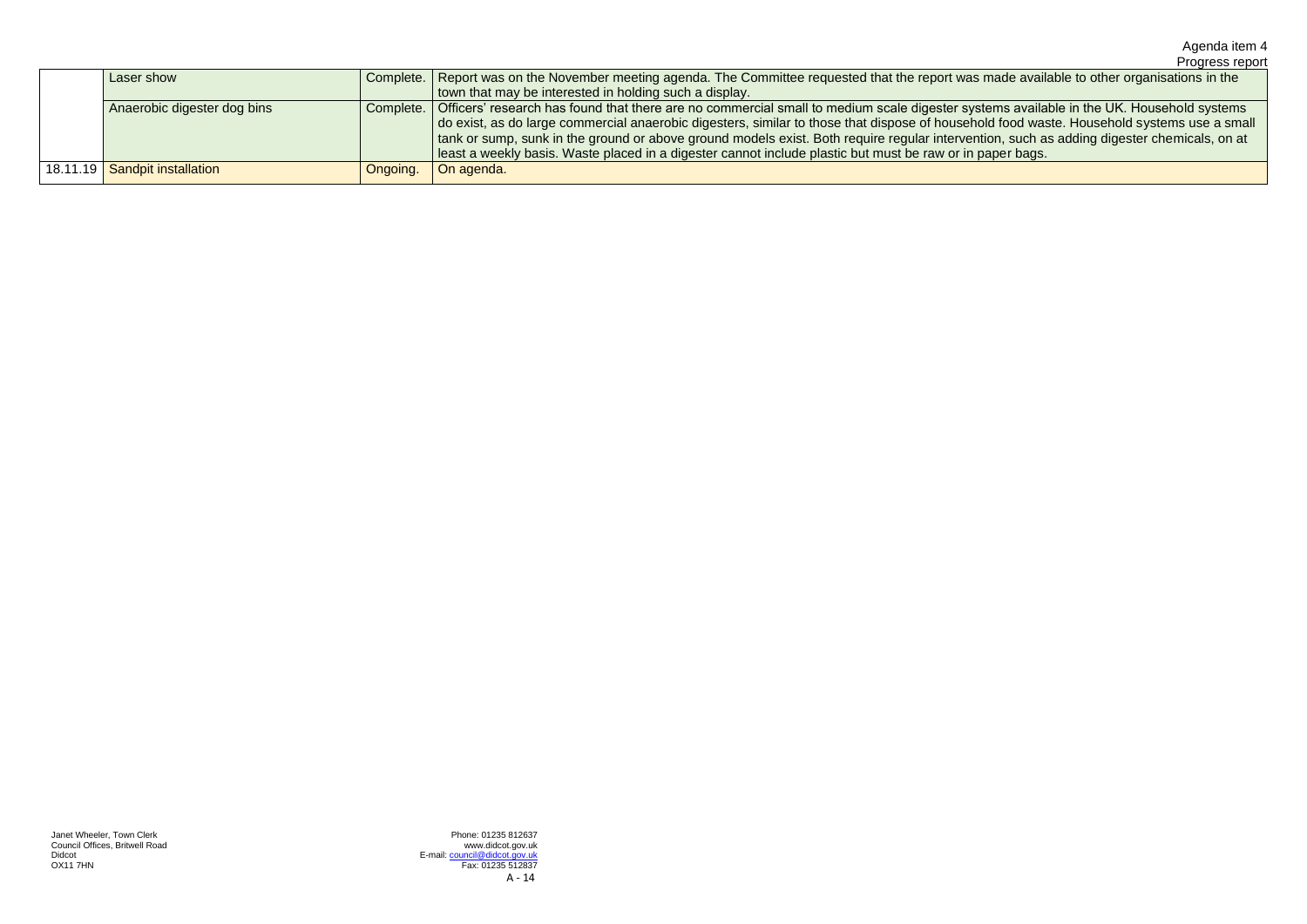| | | | |
|---|---|---|---|
| | Laser show | Complete. | Report was on the November meeting agenda. The Committee requested that the report was made available to other organisations in the town that may be interested in holding such a display. |
| | Anaerobic digester dog bins | Complete. | Officers' research has found that there are no commercial small to medium scale digester systems available in the UK. Household systems do exist, as do large commercial anaerobic digesters, similar to those that dispose of household food waste. Household systems use a small tank or sump, sunk in the ground or above ground models exist. Both require regular intervention, such as adding digester chemicals, on at least a weekly basis. Waste placed in a digester cannot include plastic but must be raw or in paper bags. |
| 18.11.19 | Sandpit installation | Ongoing. | On agenda. |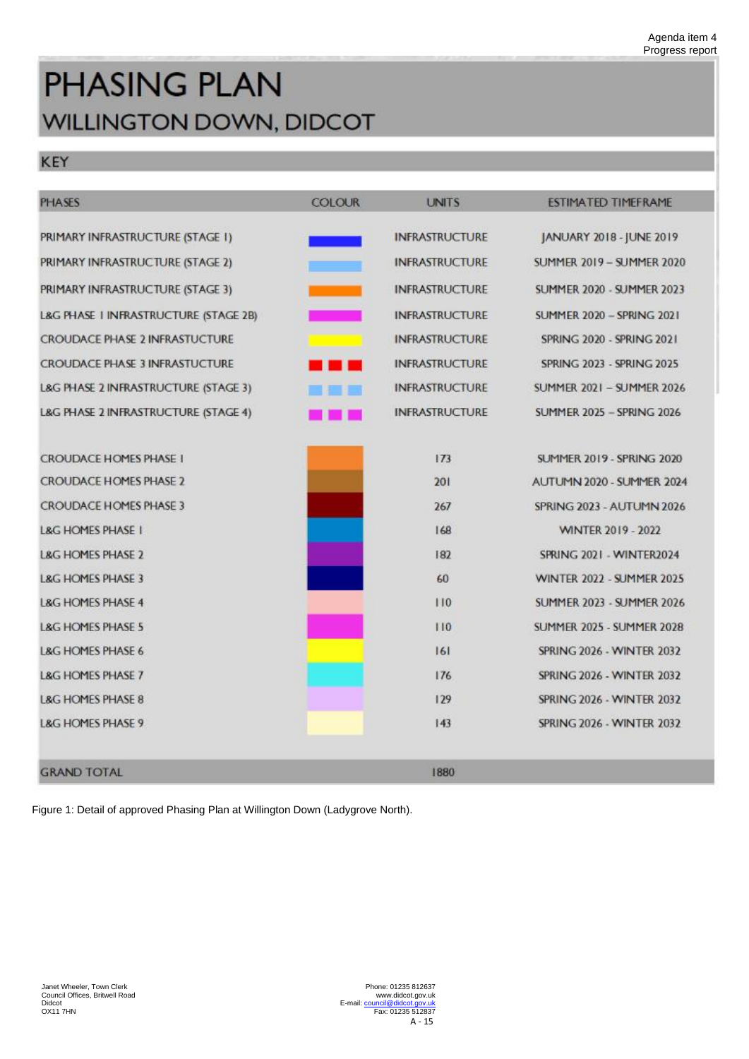Agenda item 4
Progress report

# PHASING PLAN
## WILLINGTON DOWN, DIDCOT

### KEY

| PHASES | COLOUR | UNITS | ESTIMATED TIMEFRAME |
|---|---|---|---|
| PRIMARY INFRASTRUCTURE (STAGE 1) | | INFRASTRUCTURE | JANUARY 2018 - JUNE 2019 |
| PRIMARY INFRASTRUCTURE (STAGE 2) | | INFRASTRUCTURE | SUMMER 2019 – SUMMER 2020 |
| PRIMARY INFRASTRUCTURE (STAGE 3) | | INFRASTRUCTURE | SUMMER 2020 - SUMMER 2023 |
| L&G PHASE 1 INFRASTRUCTURE (STAGE 2B) | | INFRASTRUCTURE | SUMMER 2020 – SPRING 2021 |
| CROUDACE PHASE 2 INFRASTUCTURE | | INFRASTRUCTURE | SPRING 2020 - SPRING 2021 |
| CROUDACE PHASE 3 INFRASTUCTURE | | INFRASTRUCTURE | SPRING 2023 - SPRING 2025 |
| L&G PHASE 2 INFRASTRUCTURE (STAGE 3) | | INFRASTRUCTURE | SUMMER 2021 – SUMMER 2026 |
| L&G PHASE 2 INFRASTRUCTURE (STAGE 4) | | INFRASTRUCTURE | SUMMER 2025 – SPRING 2026 |
| CROUDACE HOMES PHASE 1 | | 173 | SUMMER 2019 - SPRING 2020 |
| CROUDACE HOMES PHASE 2 | | 201 | AUTUMN 2020 - SUMMER 2024 |
| CROUDACE HOMES PHASE 3 | | 267 | SPRING 2023 - AUTUMN 2026 |
| L&G HOMES PHASE 1 | | 168 | WINTER 2019 - 2022 |
| L&G HOMES PHASE 2 | | 182 | SPRING 2021 - WINTER2024 |
| L&G HOMES PHASE 3 | | 60 | WINTER 2022 - SUMMER 2025 |
| L&G HOMES PHASE 4 | | 110 | SUMMER 2023 - SUMMER 2026 |
| L&G HOMES PHASE 5 | | 110 | SUMMER 2025 - SUMMER 2028 |
| L&G HOMES PHASE 6 | | 161 | SPRING 2026 - WINTER 2032 |
| L&G HOMES PHASE 7 | | 176 | SPRING 2026 - WINTER 2032 |
| L&G HOMES PHASE 8 | | 129 | SPRING 2026 - WINTER 2032 |
| L&G HOMES PHASE 9 | | 143 | SPRING 2026 - WINTER 2032 |
| GRAND TOTAL | | 1880 | |

Figure 1: Detail of approved Phasing Plan at Willington Down (Ladygrove North).

Janet Wheeler, Town Clerk
Council Offices, Britwell Road
Didcot
OX11 7HN

Phone: 01235 812637
www.didcot.gov.uk
E-mail: council@didcot.gov.uk
Fax: 01235 512837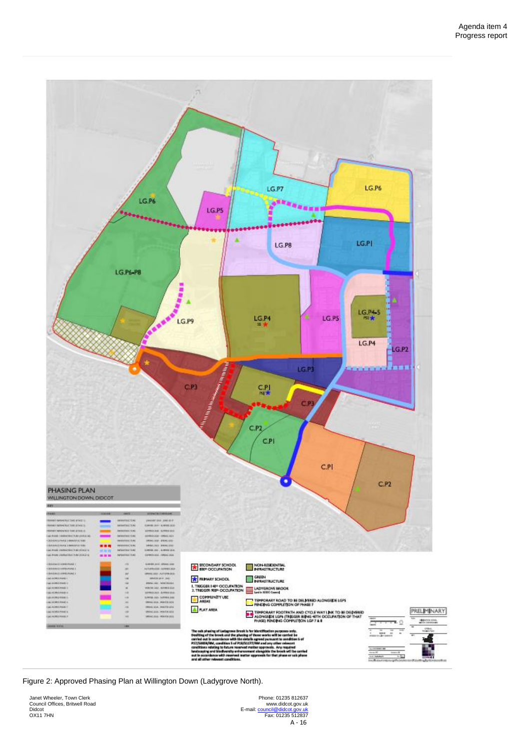Agenda item 4
Progress report

PHASING PLAN
WILLINGTON DOWN, DIDCOT

LG.P6
LG.P7
LG.P6
LG.P5
LG.P8
LG.P1
LG.P6-P8
LG.P4
LG.P5
LG.P4-5
LG.P9
LG.P4
LG.P2
LG.P3
C.P3
C.P1
C.P3
C.P2
C.P1
C.P1
C.P2

SECONDARY SCHOOL 800th OCCUPATION

PRIMARY SCHOOL
1. TRIGGER 140th OCCUPATION
2. TRIGGER 900th OCCUPATION

COMMUNITY USE AREAS

PLAY AREA

NON-RESIDENTIAL INFRASTRUCTURE

GREEN INFRASTRUCTURE

LADYGROVE BROOK

TEMPORARY ROAD TO BE DELIVERED ALONGSIDE LGP5 PENDING COMPLETION OF PHASE 7

TEMPORARY FOOTPATH AND CYCLE WAY LINK TO BE DELIVERED ALONGSIDE LGP5 (TRIGGER BEING 40TH OCCUPATION OF THAT PHASE) PENDING COMPLETION LGP 7 & 8

The sub phasing of Ladygrove Brook is for identification purposes only. Desilting of the brook and the phasing of those works will be carried be carried out in accordance with the details agreed pursuant to condition 5 of P12/S2459/RM, condition 5 of P16/S1177/RM and any other relevant conditions relating to future reserved matter approvals. Any required landscaping and biodiversity enhancement alongside the brook will be carried out in accordance with reserved matter approvals for that phase or sub phase and all other relevant conditions.

PRELIMINARY

Figure 2: Approved Phasing Plan at Willington Down (Ladygrove North).

Janet Wheeler, Town Clerk
Council Offices, Britwell Road
Didcot
OX11 7HN

Phone: 01235 812637
www.didcot.gov.uk
E-mail: council@didcot.gov.uk
Fax: 01235 512837